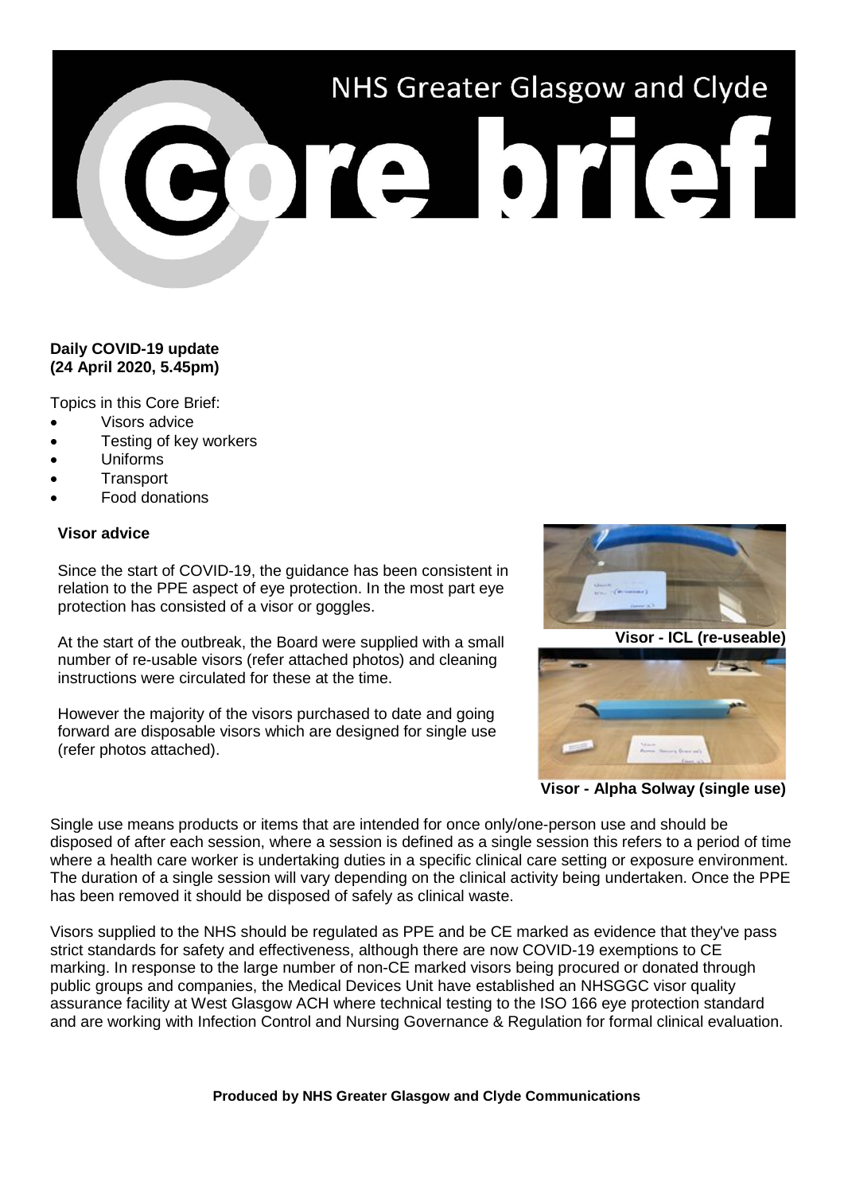# NHS Greater Glasgow and Clyde Core brief

**Daily COVID-19 update (24 April 2020, 5.45pm)**

Topics in this Core Brief:

- Visors advice
- Testing of key workers
- Uniforms
- Transport
- Food donations

## Visor advice

Since the start of COVID-19, the guidance has been consistent in relation to the PPE aspect of eye protection. In the most part eye protection has consisted of a visor or goggles.

At the start of the outbreak, the Board were supplied with a small number of re-usable visors (refer attached photos) and cleaning instructions were circulated for these at the time.

However the majority of the visors purchased to date and going forward are disposable visors which are designed for single use (refer photos attached).

**Visor - ICL (re-useable)**

**Visor - Alpha Solway (single use)**

Single use means products or items that are intended for once only/one-person use and should be disposed of after each session, where a session is defined as a single session this refers to a period of time where a health care worker is undertaking duties in a specific clinical care setting or exposure environment. The duration of a single session will vary depending on the clinical activity being undertaken. Once the PPE has been removed it should be disposed of safely as clinical waste.

Visors supplied to the NHS should be regulated as PPE and be CE marked as evidence that they've pass strict standards for safety and effectiveness, although there are now COVID-19 exemptions to CE marking. In response to the large number of non-CE marked visors being procured or donated through public groups and companies, the Medical Devices Unit have established an NHSGGC visor quality assurance facility at West Glasgow ACH where technical testing to the ISO 166 eye protection standard and are working with Infection Control and Nursing Governance & Regulation for formal clinical evaluation.

**Produced by NHS Greater Glasgow and Clyde Communications**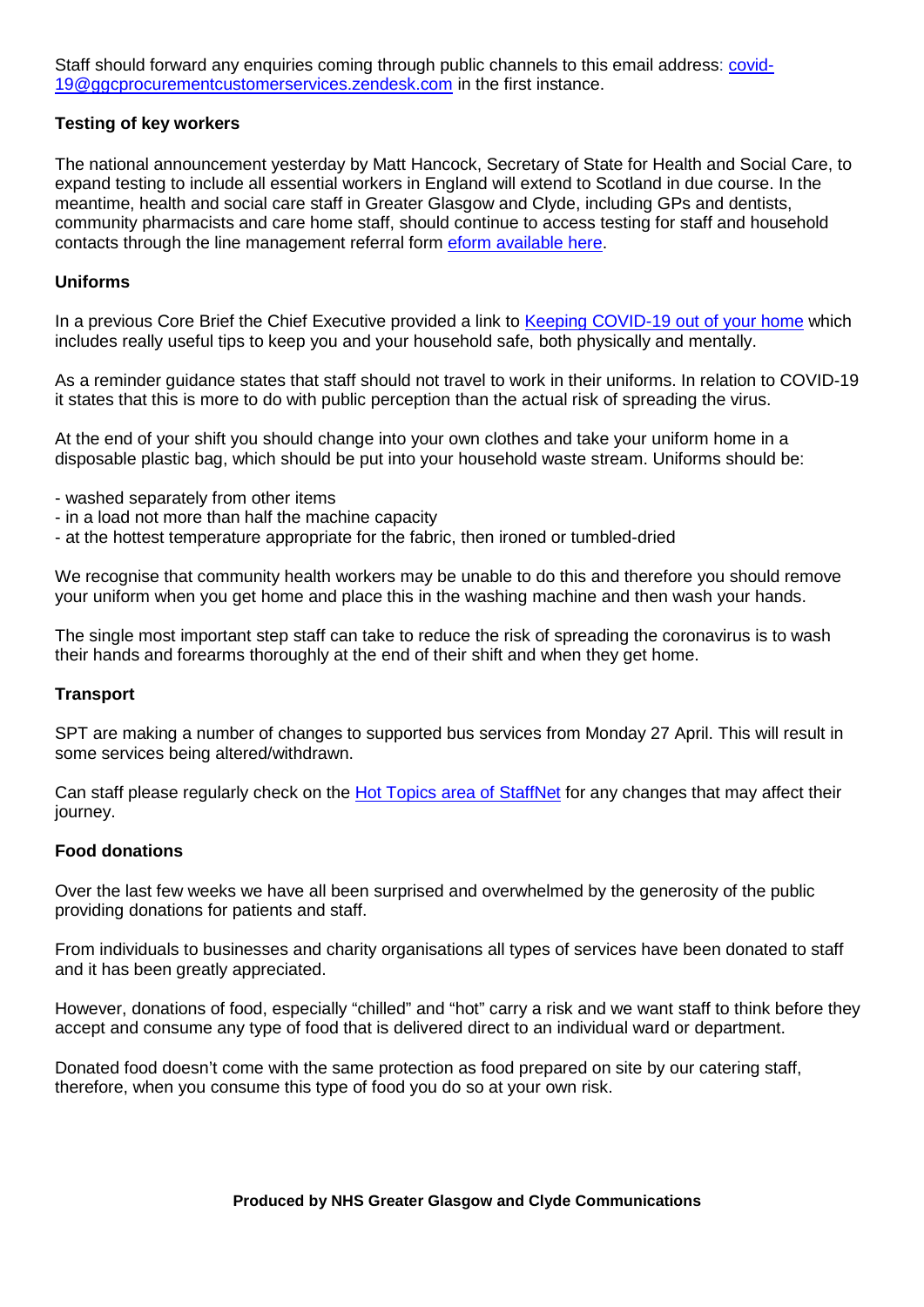Staff should forward any enquiries coming through public channels to this email address: covid-19@ggcprocurementcustomerservices.zendesk.com in the first instance.

**Testing of key workers**

The national announcement yesterday by Matt Hancock, Secretary of State for Health and Social Care, to expand testing to include all essential workers in England will extend to Scotland in due course. In the meantime, health and social care staff in Greater Glasgow and Clyde, including GPs and dentists, community pharmacists and care home staff, should continue to access testing for staff and household contacts through the line management referral form eform available here.

**Uniforms**

In a previous Core Brief the Chief Executive provided a link to Keeping COVID-19 out of your home which includes really useful tips to keep you and your household safe, both physically and mentally.

As a reminder guidance states that staff should not travel to work in their uniforms. In relation to COVID-19 it states that this is more to do with public perception than the actual risk of spreading the virus.

At the end of your shift you should change into your own clothes and take your uniform home in a disposable plastic bag, which should be put into your household waste stream. Uniforms should be:

- washed separately from other items
- in a load not more than half the machine capacity
- at the hottest temperature appropriate for the fabric, then ironed or tumbled-dried

We recognise that community health workers may be unable to do this and therefore you should remove your uniform when you get home and place this in the washing machine and then wash your hands.

The single most important step staff can take to reduce the risk of spreading the coronavirus is to wash their hands and forearms thoroughly at the end of their shift and when they get home.

**Transport**

SPT are making a number of changes to supported bus services from Monday 27 April. This will result in some services being altered/withdrawn.

Can staff please regularly check on the Hot Topics area of StaffNet for any changes that may affect their journey.

**Food donations**

Over the last few weeks we have all been surprised and overwhelmed by the generosity of the public providing donations for patients and staff.

From individuals to businesses and charity organisations all types of services have been donated to staff and it has been greatly appreciated.

However, donations of food, especially "chilled" and "hot" carry a risk and we want staff to think before they accept and consume any type of food that is delivered direct to an individual ward or department.

Donated food doesn't come with the same protection as food prepared on site by our catering staff, therefore, when you consume this type of food you do so at your own risk.

**Produced by NHS Greater Glasgow and Clyde Communications**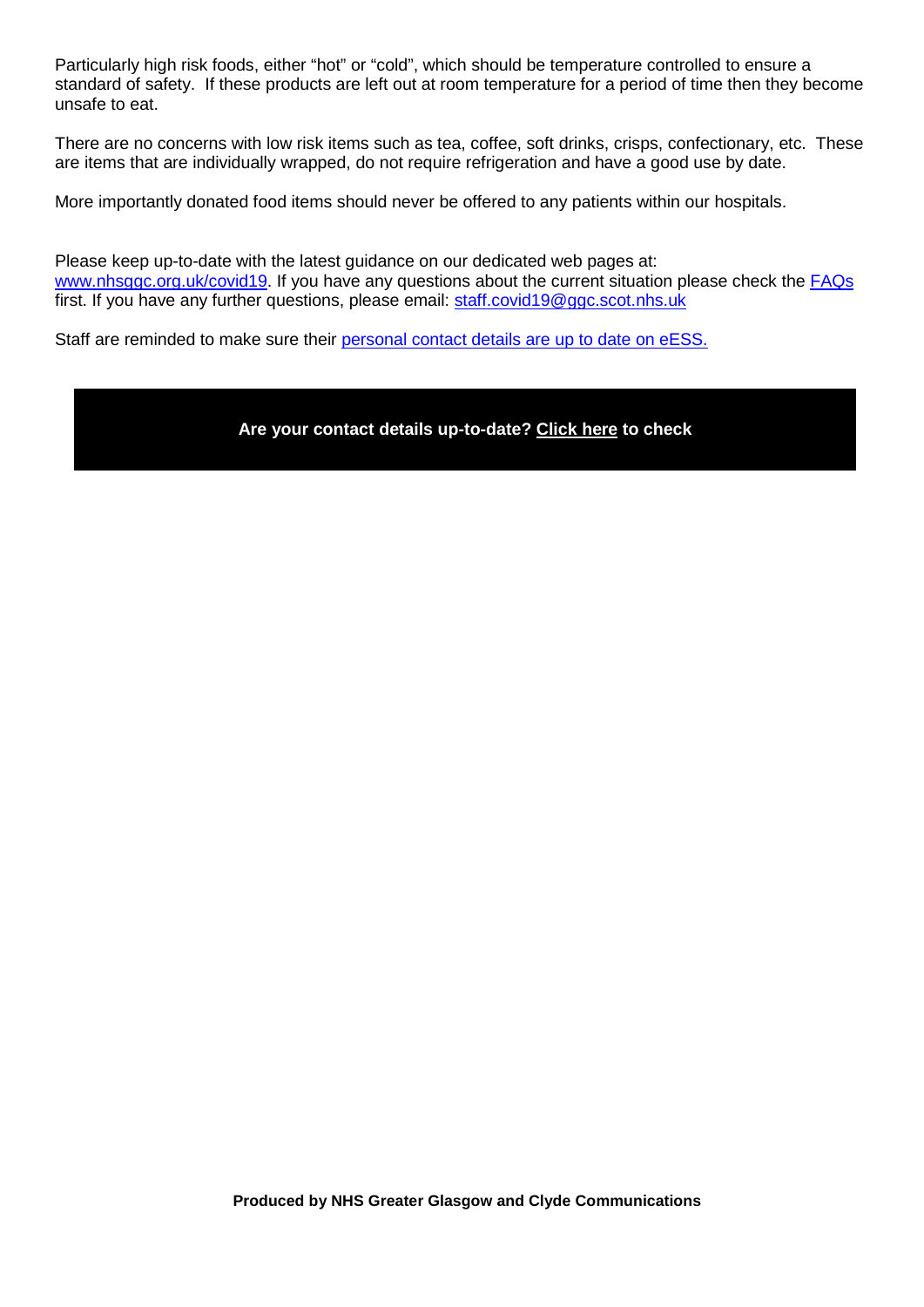Particularly high risk foods, either "hot" or "cold", which should be temperature controlled to ensure a standard of safety. If these products are left out at room temperature for a period of time then they become unsafe to eat.

There are no concerns with low risk items such as tea, coffee, soft drinks, crisps, confectionary, etc. These are items that are individually wrapped, do not require refrigeration and have a good use by date.

More importantly donated food items should never be offered to any patients within our hospitals.

Please keep up-to-date with the latest guidance on our dedicated web pages at: www.nhsggc.org.uk/covid19. If you have any questions about the current situation please check the FAQs first. If you have any further questions, please email: staff.covid19@ggc.scot.nhs.uk

Staff are reminded to make sure their personal contact details are up to date on eESS.

**Are your contact details up-to-date? Click here to check**

**Produced by NHS Greater Glasgow and Clyde Communications**